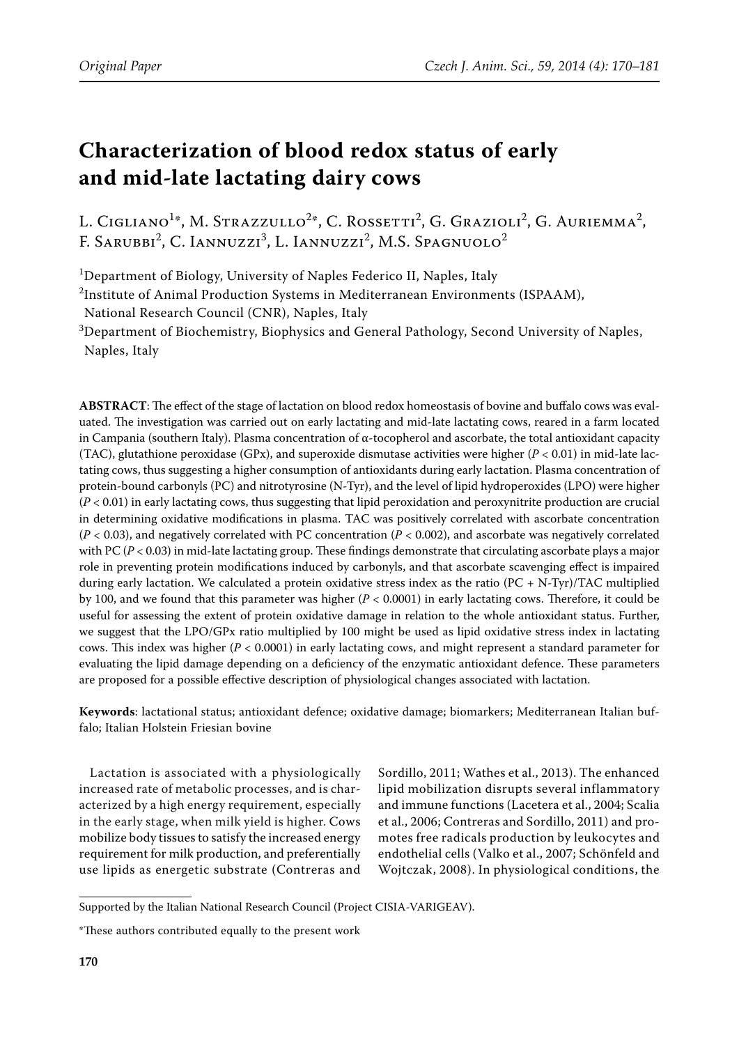Original Paper

# Characterization of blood redox status of early and mid-late lactating dairy cows

L. Cigliano[1*], M. Strazzullo[2*], C. Rossetti[2], G. Grazioli[2], G. Auriemma[2], F. Sarubbi[2], C. Iannuzzi[3], L. Iannuzzi[2], M.S. Spagnuolo[2]

[1]Department of Biology, University of Naples Federico II, Naples, Italy

[2]Institute of Animal Production Systems in Mediterranean Environments (ISPAAM), National Research Council (CNR), Naples, Italy

[3]Department of Biochemistry, Biophysics and General Pathology, Second University of Naples, Naples, Italy

**ABSTRACT**: The effect of the stage of lactation on blood redox homeostasis of bovine and buffalo cows was evaluated. The investigation was carried out on early lactating and mid-late lactating cows, reared in a farm located in Campania (southern Italy). Plasma concentration of α-tocopherol and ascorbate, the total antioxidant capacity (TAC), glutathione peroxidase (GPx), and superoxide dismutase activities were higher ($P < 0.01$) in mid-late lactating cows, thus suggesting a higher consumption of antioxidants during early lactation. Plasma concentration of protein-bound carbonyls (PC) and nitrotyrosine (N-Tyr), and the level of lipid hydroperoxides (LPO) were higher ($P < 0.01$) in early lactating cows, thus suggesting that lipid peroxidation and peroxynitrite production are crucial in determining oxidative modifications in plasma. TAC was positively correlated with ascorbate concentration ($P < 0.03$), and negatively correlated with PC concentration ($P < 0.002$), and ascorbate was negatively correlated with PC ($P < 0.03$) in mid-late lactating group. These findings demonstrate that circulating ascorbate plays a major role in preventing protein modifications induced by carbonyls, and that ascorbate scavenging effect is impaired during early lactation. We calculated a protein oxidative stress index as the ratio (PC + N-Tyr)/TAC multiplied by 100, and we found that this parameter was higher ($P < 0.0001$) in early lactating cows. Therefore, it could be useful for assessing the extent of protein oxidative damage in relation to the whole antioxidant status. Further, we suggest that the LPO/GPx ratio multiplied by 100 might be used as lipid oxidative stress index in lactating cows. This index was higher ($P < 0.0001$) in early lactating cows, and might represent a standard parameter for evaluating the lipid damage depending on a deficiency of the enzymatic antioxidant defence. These parameters are proposed for a possible effective description of physiological changes associated with lactation.

**Keywords**: lactational status; antioxidant defence; oxidative damage; biomarkers; Mediterranean Italian buffalo; Italian Holstein Friesian bovine

Lactation is associated with a physiologically increased rate of metabolic processes, and is characterized by a high energy requirement, especially in the early stage, when milk yield is higher. Cows mobilize body tissues to satisfy the increased energy requirement for milk production, and preferentially use lipids as energetic substrate (Contreras and Sordillo, 2011; Wathes et al., 2013). The enhanced lipid mobilization disrupts several inflammatory and immune functions (Lacetera et al., 2004; Scalia et al., 2006; Contreras and Sordillo, 2011) and promotes free radicals production by leukocytes and endothelial cells (Valko et al., 2007; Schönfeld and Wojtczak, 2008). In physiological conditions, the

Supported by the Italian National Research Council (Project CISIA-VARIGEAV).

*These authors contributed equally to the present work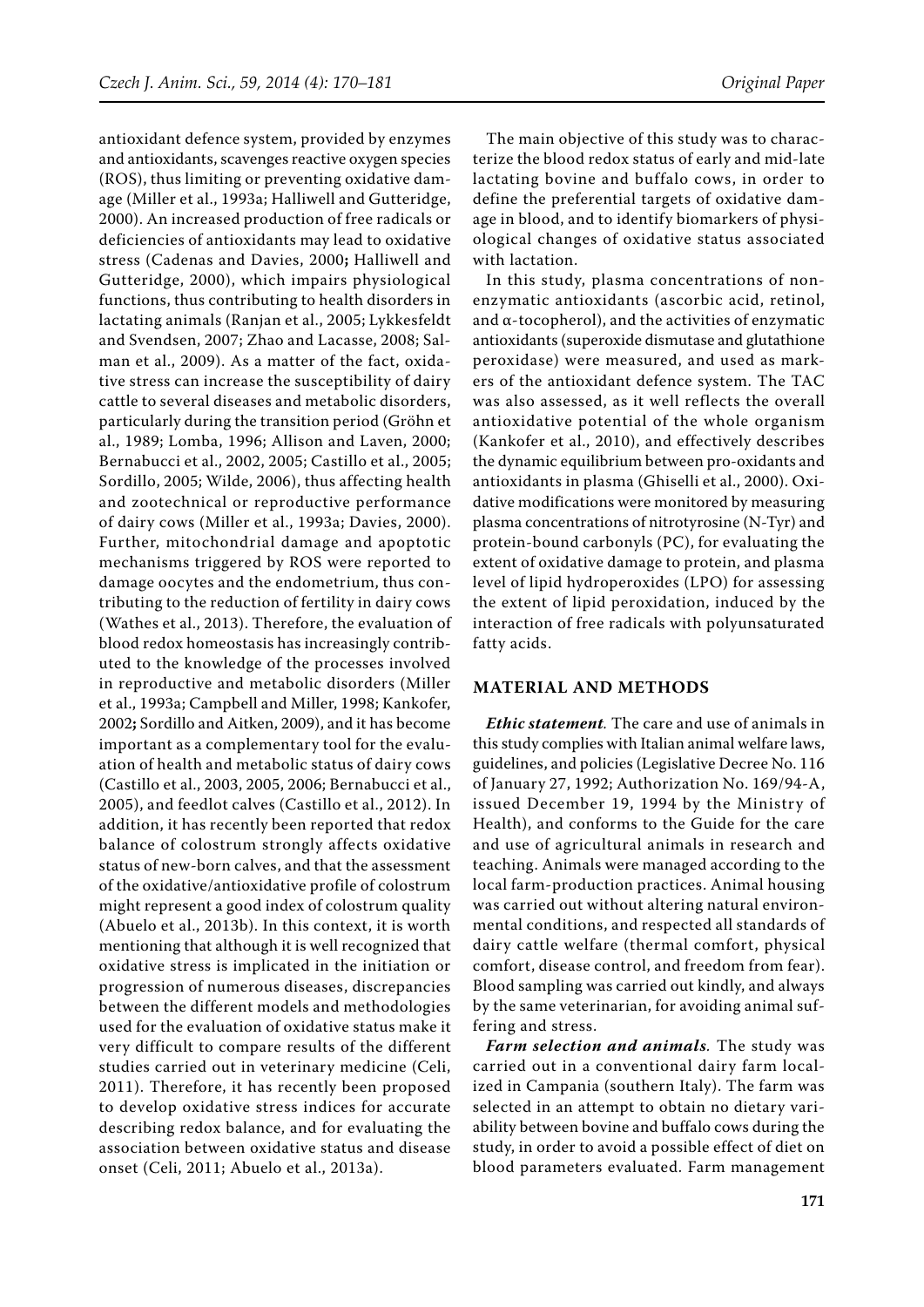antioxidant defence system, provided by enzymes and antioxidants, scavenges reactive oxygen species (ROS), thus limiting or preventing oxidative damage (Miller et al., 1993a; Halliwell and Gutteridge, 2000). An increased production of free radicals or deficiencies of antioxidants may lead to oxidative stress (Cadenas and Davies, 2000; Halliwell and Gutteridge, 2000), which impairs physiological functions, thus contributing to health disorders in lactating animals (Ranjan et al., 2005; Lykkesfeldt and Svendsen, 2007; Zhao and Lacasse, 2008; Salman et al., 2009). As a matter of the fact, oxidative stress can increase the susceptibility of dairy cattle to several diseases and metabolic disorders, particularly during the transition period (Gröhn et al., 1989; Lomba, 1996; Allison and Laven, 2000; Bernabucci et al., 2002, 2005; Castillo et al., 2005; Sordillo, 2005; Wilde, 2006), thus affecting health and zootechnical or reproductive performance of dairy cows (Miller et al., 1993a; Davies, 2000). Further, mitochondrial damage and apoptotic mechanisms triggered by ROS were reported to damage oocytes and the endometrium, thus contributing to the reduction of fertility in dairy cows (Wathes et al., 2013). Therefore, the evaluation of blood redox homeostasis has increasingly contributed to the knowledge of the processes involved in reproductive and metabolic disorders (Miller et al., 1993a; Campbell and Miller, 1998; Kankofer, 2002; Sordillo and Aitken, 2009), and it has become important as a complementary tool for the evaluation of health and metabolic status of dairy cows (Castillo et al., 2003, 2005, 2006; Bernabucci et al., 2005), and feedlot calves (Castillo et al., 2012). In addition, it has recently been reported that redox balance of colostrum strongly affects oxidative status of new-born calves, and that the assessment of the oxidative/antioxidative profile of colostrum might represent a good index of colostrum quality (Abuelo et al., 2013b). In this context, it is worth mentioning that although it is well recognized that oxidative stress is implicated in the initiation or progression of numerous diseases, discrepancies between the different models and methodologies used for the evaluation of oxidative status make it very difficult to compare results of the different studies carried out in veterinary medicine (Celi, 2011). Therefore, it has recently been proposed to develop oxidative stress indices for accurate describing redox balance, and for evaluating the association between oxidative status and disease onset (Celi, 2011; Abuelo et al., 2013a).

The main objective of this study was to characterize the blood redox status of early and mid-late lactating bovine and buffalo cows, in order to define the preferential targets of oxidative damage in blood, and to identify biomarkers of physiological changes of oxidative status associated with lactation.

In this study, plasma concentrations of non-enzymatic antioxidants (ascorbic acid, retinol, and α-tocopherol), and the activities of enzymatic antioxidants (superoxide dismutase and glutathione peroxidase) were measured, and used as markers of the antioxidant defence system. The TAC was also assessed, as it well reflects the overall antioxidative potential of the whole organism (Kankofer et al., 2010), and effectively describes the dynamic equilibrium between pro-oxidants and antioxidants in plasma (Ghiselli et al., 2000). Oxidative modifications were monitored by measuring plasma concentrations of nitrotyrosine (N-Tyr) and protein-bound carbonyls (PC), for evaluating the extent of oxidative damage to protein, and plasma level of lipid hydroperoxides (LPO) for assessing the extent of lipid peroxidation, induced by the interaction of free radicals with polyunsaturated fatty acids.

## MATERIAL AND METHODS

***Ethic statement.*** The care and use of animals in this study complies with Italian animal welfare laws, guidelines, and policies (Legislative Decree No. 116 of January 27, 1992; Authorization No. 169/94-A, issued December 19, 1994 by the Ministry of Health), and conforms to the Guide for the care and use of agricultural animals in research and teaching. Animals were managed according to the local farm-production practices. Animal housing was carried out without altering natural environmental conditions, and respected all standards of dairy cattle welfare (thermal comfort, physical comfort, disease control, and freedom from fear). Blood sampling was carried out kindly, and always by the same veterinarian, for avoiding animal suffering and stress.

***Farm selection and animals.*** The study was carried out in a conventional dairy farm localized in Campania (southern Italy). The farm was selected in an attempt to obtain no dietary variability between bovine and buffalo cows during the study, in order to avoid a possible effect of diet on blood parameters evaluated. Farm management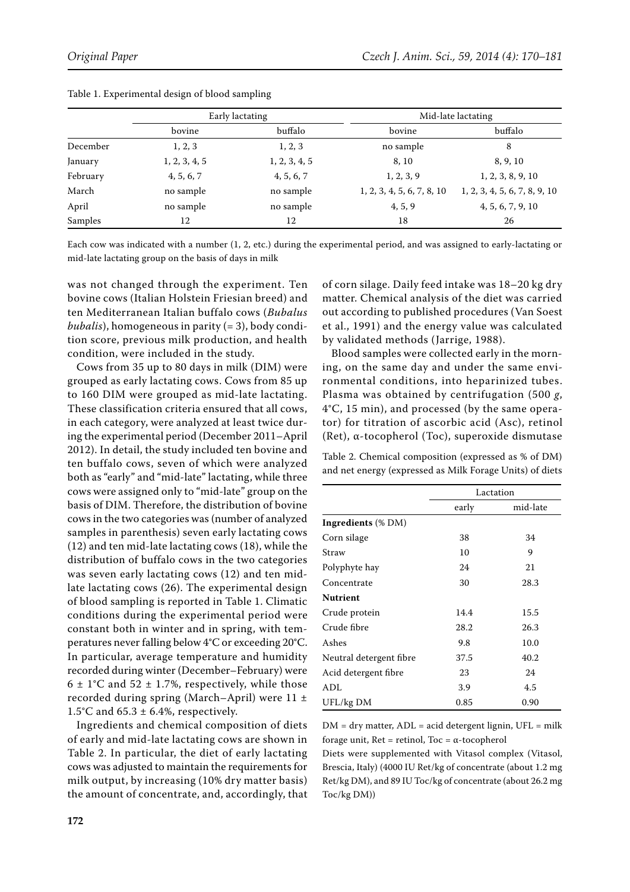Table 1. Experimental design of blood sampling

| | Early lactating | | Mid-late lactating | |
|---|---|---|---|---|
| | bovine | buffalo | bovine | buffalo |
| December | 1, 2, 3 | 1, 2, 3 | no sample | 8 |
| January | 1, 2, 3, 4, 5 | 1, 2, 3, 4, 5 | 8, 10 | 8, 9, 10 |
| February | 4, 5, 6, 7 | 4, 5, 6, 7 | 1, 2, 3, 9 | 1, 2, 3, 8, 9, 10 |
| March | no sample | no sample | 1, 2, 3, 4, 5, 6, 7, 8, 10 | 1, 2, 3, 4, 5, 6, 7, 8, 9, 10 |
| April | no sample | no sample | 4, 5, 9 | 4, 5, 6, 7, 9, 10 |
| Samples | 12 | 12 | 18 | 26 |

Each cow was indicated with a number (1, 2, etc.) during the experimental period, and was assigned to early-lactating or mid-late lactating group on the basis of days in milk

was not changed through the experiment. Ten bovine cows (Italian Holstein Friesian breed) and ten Mediterranean Italian buffalo cows (*Bubalus bubalis*), homogeneous in parity (= 3), body condition score, previous milk production, and health condition, were included in the study.

Cows from 35 up to 80 days in milk (DIM) were grouped as early lactating cows. Cows from 85 up to 160 DIM were grouped as mid-late lactating. These classification criteria ensured that all cows, in each category, were analyzed at least twice during the experimental period (December 2011–April 2012). In detail, the study included ten bovine and ten buffalo cows, seven of which were analyzed both as "early" and "mid-late" lactating, while three cows were assigned only to "mid-late" group on the basis of DIM. Therefore, the distribution of bovine cows in the two categories was (number of analyzed samples in parenthesis) seven early lactating cows (12) and ten mid-late lactating cows (18), while the distribution of buffalo cows in the two categories was seven early lactating cows (12) and ten mid-late lactating cows (26). The experimental design of blood sampling is reported in Table 1. Climatic conditions during the experimental period were constant both in winter and in spring, with temperatures never falling below 4°C or exceeding 20°C. In particular, average temperature and humidity recorded during winter (December–February) were 6 ± 1°C and 52 ± 1.7%, respectively, while those recorded during spring (March–April) were 11 ± 1.5°C and 65.3 ± 6.4%, respectively.

Ingredients and chemical composition of diets of early and mid-late lactating cows are shown in Table 2. In particular, the diet of early lactating cows was adjusted to maintain the requirements for milk output, by increasing (10% dry matter basis) the amount of concentrate, and, accordingly, that of corn silage. Daily feed intake was 18–20 kg dry matter. Chemical analysis of the diet was carried out according to published procedures (Van Soest et al., 1991) and the energy value was calculated by validated methods (Jarrige, 1988).

Blood samples were collected early in the morning, on the same day and under the same environmental conditions, into heparinized tubes. Plasma was obtained by centrifugation (500 *g*, 4°C, 15 min), and processed (by the same operator) for titration of ascorbic acid (Asc), retinol (Ret), α-tocopherol (Toc), superoxide dismutase

Table 2. Chemical composition (expressed as % of DM) and net energy (expressed as Milk Forage Units) of diets

| | Lactation | |
|---|---|---|
| | early | mid-late |
| **Ingredients** (% DM) | | |
| Corn silage | 38 | 34 |
| Straw | 10 | 9 |
| Polyphyte hay | 24 | 21 |
| Concentrate | 30 | 28.3 |
| **Nutrient** | | |
| Crude protein | 14.4 | 15.5 |
| Crude fibre | 28.2 | 26.3 |
| Ashes | 9.8 | 10.0 |
| Neutral detergent fibre | 37.5 | 40.2 |
| Acid detergent fibre | 23 | 24 |
| ADL | 3.9 | 4.5 |
| UFL/kg DM | 0.85 | 0.90 |

DM = dry matter, ADL = acid detergent lignin, UFL = milk forage unit, Ret = retinol, Toc = α-tocopherol

Diets were supplemented with Vitasol complex (Vitasol, Brescia, Italy) (4000 IU Ret/kg of concentrate (about 1.2 mg Ret/kg DM), and 89 IU Toc/kg of concentrate (about 26.2 mg Toc/kg DM))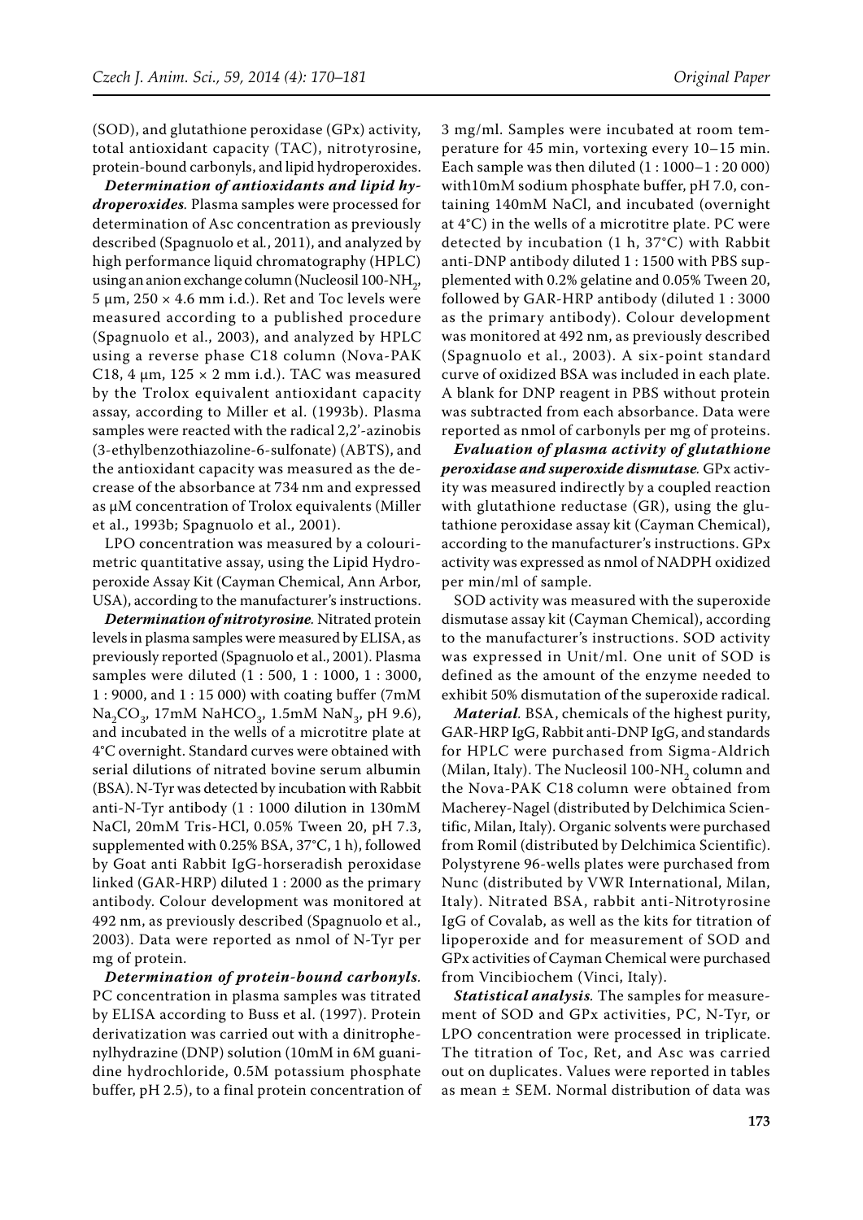(SOD), and glutathione peroxidase (GPx) activity, total antioxidant capacity (TAC), nitrotyrosine, protein-bound carbonyls, and lipid hydroperoxides.

***Determination of antioxidants and lipid hydroperoxides***. Plasma samples were processed for determination of Asc concentration as previously described (Spagnuolo et al., 2011), and analyzed by high performance liquid chromatography (HPLC) using an anion exchange column (Nucleosil 100-$NH_2$, 5 µm, 250 × 4.6 mm i.d.). Ret and Toc levels were measured according to a published procedure (Spagnuolo et al., 2003), and analyzed by HPLC using a reverse phase C18 column (Nova-PAK C18, 4 µm, 125 × 2 mm i.d.). TAC was measured by the Trolox equivalent antioxidant capacity assay, according to Miller et al. (1993b). Plasma samples were reacted with the radical 2,2'-azinobis (3-ethylbenzothiazoline-6-sulfonate) (ABTS), and the antioxidant capacity was measured as the decrease of the absorbance at 734 nm and expressed as µM concentration of Trolox equivalents (Miller et al., 1993b; Spagnuolo et al., 2001).

LPO concentration was measured by a colourimetric quantitative assay, using the Lipid Hydroperoxide Assay Kit (Cayman Chemical, Ann Arbor, USA), according to the manufacturer's instructions.

***Determination of nitrotyrosine***. Nitrated protein levels in plasma samples were measured by ELISA, as previously reported (Spagnuolo et al., 2001). Plasma samples were diluted (1 : 500, 1 : 1000, 1 : 3000, 1 : 9000, and 1 : 15 000) with coating buffer (7mM $Na_2CO_3$, 17mM $NaHCO_3$, 1.5mM $NaN_3$, pH 9.6), and incubated in the wells of a microtitre plate at 4°C overnight. Standard curves were obtained with serial dilutions of nitrated bovine serum albumin (BSA). N-Tyr was detected by incubation with Rabbit anti-N-Tyr antibody (1 : 1000 dilution in 130mM NaCl, 20mM Tris-HCl, 0.05% Tween 20, pH 7.3, supplemented with 0.25% BSA, 37°C, 1 h), followed by Goat anti Rabbit IgG-horseradish peroxidase linked (GAR-HRP) diluted 1 : 2000 as the primary antibody. Colour development was monitored at 492 nm, as previously described (Spagnuolo et al., 2003). Data were reported as nmol of N-Tyr per mg of protein.

***Determination of protein-bound carbonyls***. PC concentration in plasma samples was titrated by ELISA according to Buss et al. (1997). Protein derivatization was carried out with a dinitrophenylhydrazine (DNP) solution (10mM in 6M guanidine hydrochloride, 0.5M potassium phosphate buffer, pH 2.5), to a final protein concentration of 3 mg/ml. Samples were incubated at room temperature for 45 min, vortexing every 10–15 min. Each sample was then diluted (1 : 1000–1 : 20 000) with10mM sodium phosphate buffer, pH 7.0, containing 140mM NaCl, and incubated (overnight at 4°C) in the wells of a microtitre plate. PC were detected by incubation (1 h, 37°C) with Rabbit anti-DNP antibody diluted 1 : 1500 with PBS supplemented with 0.2% gelatine and 0.05% Tween 20, followed by GAR-HRP antibody (diluted 1 : 3000 as the primary antibody). Colour development was monitored at 492 nm, as previously described (Spagnuolo et al., 2003). A six-point standard curve of oxidized BSA was included in each plate. A blank for DNP reagent in PBS without protein was subtracted from each absorbance. Data were reported as nmol of carbonyls per mg of proteins.

***Evaluation of plasma activity of glutathione peroxidase and superoxide dismutase***. GPx activity was measured indirectly by a coupled reaction with glutathione reductase (GR), using the glutathione peroxidase assay kit (Cayman Chemical), according to the manufacturer's instructions. GPx activity was expressed as nmol of NADPH oxidized per min/ml of sample.

SOD activity was measured with the superoxide dismutase assay kit (Cayman Chemical), according to the manufacturer's instructions. SOD activity was expressed in Unit/ml. One unit of SOD is defined as the amount of the enzyme needed to exhibit 50% dismutation of the superoxide radical.

***Material***. BSA, chemicals of the highest purity, GAR-HRP IgG, Rabbit anti-DNP IgG, and standards for HPLC were purchased from Sigma-Aldrich (Milan, Italy). The Nucleosil 100-$NH_2$ column and the Nova-PAK C18 column were obtained from Macherey-Nagel (distributed by Delchimica Scientific, Milan, Italy). Organic solvents were purchased from Romil (distributed by Delchimica Scientific). Polystyrene 96-wells plates were purchased from Nunc (distributed by VWR International, Milan, Italy). Nitrated BSA, rabbit anti-Nitrotyrosine IgG of Covalab, as well as the kits for titration of lipoperoxide and for measurement of SOD and GPx activities of Cayman Chemical were purchased from Vincibiochem (Vinci, Italy).

***Statistical analysis***. The samples for measurement of SOD and GPx activities, PC, N-Tyr, or LPO concentration were processed in triplicate. The titration of Toc, Ret, and Asc was carried out on duplicates. Values were reported in tables as mean ± SEM. Normal distribution of data was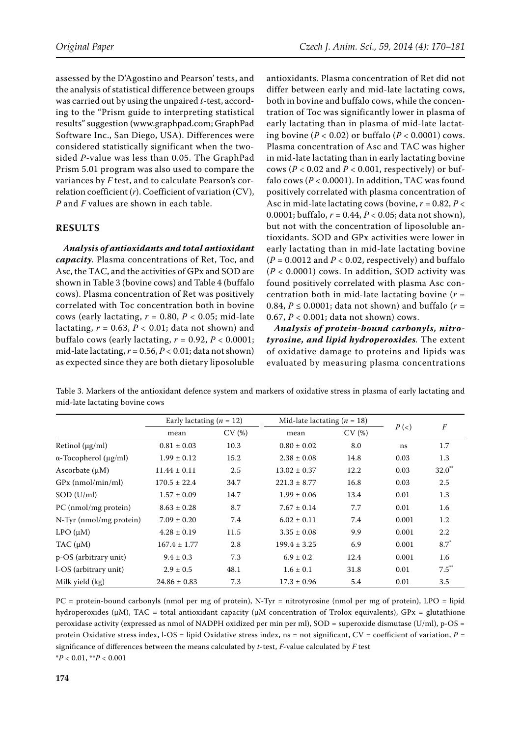assessed by the D'Agostino and Pearson' tests, and the analysis of statistical difference between groups was carried out by using the unpaired *t*-test, according to the "Prism guide to interpreting statistical results" suggestion (www.graphpad.com; GraphPad Software Inc., San Diego, USA). Differences were considered statistically significant when the two-sided *P*-value was less than 0.05. The GraphPad Prism 5.01 program was also used to compare the variances by *F* test, and to calculate Pearson's correlation coefficient (*r*). Coefficient of variation (CV), *P* and *F* values are shown in each table.

## RESULTS

***Analysis of antioxidants and total antioxidant capacity.*** Plasma concentrations of Ret, Toc, and Asc, the TAC, and the activities of GPx and SOD are shown in Table 3 (bovine cows) and Table 4 (buffalo cows). Plasma concentration of Ret was positively correlated with Toc concentration both in bovine cows (early lactating, $r = 0.80$, $P < 0.05$; mid-late lactating, $r = 0.63$, $P < 0.01$; data not shown) and buffalo cows (early lactating, $r = 0.92$, $P < 0.0001$; mid-late lactating, $r = 0.56$, $P < 0.01$; data not shown) as expected since they are both dietary liposoluble antioxidants. Plasma concentration of Ret did not differ between early and mid-late lactating cows, both in bovine and buffalo cows, while the concentration of Toc was significantly lower in plasma of early lactating than in plasma of mid-late lactating bovine ($P < 0.02$) or buffalo ($P < 0.0001$) cows. Plasma concentration of Asc and TAC was higher in mid-late lactating than in early lactating bovine cows ($P < 0.02$ and $P < 0.001$, respectively) or buffalo cows ($P < 0.0001$). In addition, TAC was found positively correlated with plasma concentration of Asc in mid-late lactating cows (bovine, $r = 0.82$, $P < 0.0001$; buffalo, $r = 0.44$, $P < 0.05$; data not shown), but not with the concentration of liposoluble antioxidants. SOD and GPx activities were lower in early lactating than in mid-late lactating bovine ($P = 0.0012$ and $P < 0.02$, respectively) and buffalo ($P < 0.0001$) cows. In addition, SOD activity was found positively correlated with plasma Asc concentration both in mid-late lactating bovine ($r = 0.84$, $P \leq 0.0001$; data not shown) and buffalo ($r = 0.67$, $P < 0.001$; data not shown) cows.

***Analysis of protein-bound carbonyls, nitrotyrosine, and lipid hydroperoxides.*** The extent of oxidative damage to proteins and lipids was evaluated by measuring plasma concentrations

Table 3. Markers of the antioxidant defence system and markers of oxidative stress in plasma of early lactating and mid-late lactating bovine cows

| | Early lactating ($n = 12$) | | Mid-late lactating ($n = 18$) | | $P$ (<) | $F$ |
|---|---|---|---|---|---|---|
| | mean | CV (%) | mean | CV (%) | | |
| Retinol (μg/ml) | 0.81 ± 0.03 | 10.3 | 0.80 ± 0.02 | 8.0 | ns | 1.7 |
| α-Tocopherol (μg/ml) | 1.99 ± 0.12 | 15.2 | 2.38 ± 0.08 | 14.8 | 0.03 | 1.3 |
| Ascorbate (μM) | 11.44 ± 0.11 | 2.5 | 13.02 ± 0.37 | 12.2 | 0.03 | 32.0** |
| GPx (nmol/min/ml) | 170.5 ± 22.4 | 34.7 | 221.3 ± 8.77 | 16.8 | 0.03 | 2.5 |
| SOD (U/ml) | 1.57 ± 0.09 | 14.7 | 1.99 ± 0.06 | 13.4 | 0.01 | 1.3 |
| PC (nmol/mg protein) | 8.63 ± 0.28 | 8.7 | 7.67 ± 0.14 | 7.7 | 0.01 | 1.6 |
| N-Tyr (nmol/mg protein) | 7.09 ± 0.20 | 7.4 | 6.02 ± 0.11 | 7.4 | 0.001 | 1.2 |
| LPO (μM) | 4.28 ± 0.19 | 11.5 | 3.35 ± 0.08 | 9.9 | 0.001 | 2.2 |
| TAC (μM) | 167.4 ± 1.77 | 2.8 | 199.4 ± 3.25 | 6.9 | 0.001 | 8.7* |
| p-OS (arbitrary unit) | 9.4 ± 0.3 | 7.3 | 6.9 ± 0.2 | 12.4 | 0.001 | 1.6 |
| l-OS (arbitrary unit) | 2.9 ± 0.5 | 48.1 | 1.6 ± 0.1 | 31.8 | 0.01 | 7.5** |
| Milk yield (kg) | 24.86 ± 0.83 | 7.3 | 17.3 ± 0.96 | 5.4 | 0.01 | 3.5 |

PC = protein-bound carbonyls (nmol per mg of protein), N-Tyr = nitrotyrosine (nmol per mg of protein), LPO = lipid hydroperoxides (μM), TAC = total antioxidant capacity (μM concentration of Trolox equivalents), GPx = glutathione peroxidase activity (expressed as nmol of NADPH oxidized per min per ml), SOD = superoxide dismutase (U/ml), p-OS = protein Oxidative stress index, l-OS = lipid Oxidative stress index, ns = not significant, CV = coefficient of variation, $P$ = significance of differences between the means calculated by $t$-test, $F$-value calculated by $F$ test

*$P < 0.01$, **$P < 0.001$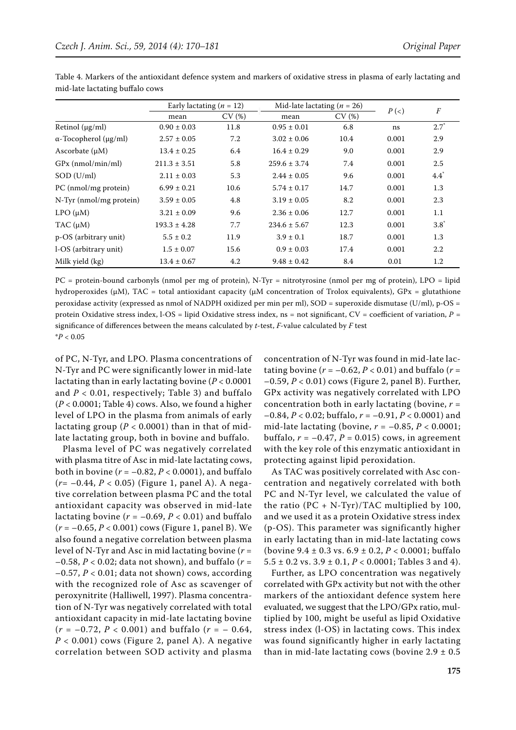Table 4. Markers of the antioxidant defence system and markers of oxidative stress in plasma of early lactating and mid-late lactating buffalo cows

| | Early lactating ($n$ = 12) | | Mid-late lactating ($n$ = 26) | | $P$ (<) | $F$ |
|---|---|---|---|---|---|---|
| | mean | CV (%) | mean | CV (%) | | |
| Retinol (μg/ml) | 0.90 ± 0.03 | 11.8 | 0.95 ± 0.01 | 6.8 | ns | 2.7* |
| α-Tocopherol (μg/ml) | 2.57 ± 0.05 | 7.2 | 3.02 ± 0.06 | 10.4 | 0.001 | 2.9 |
| Ascorbate (μM) | 13.4 ± 0.25 | 6.4 | 16.4 ± 0.29 | 9.0 | 0.001 | 2.9 |
| GPx (nmol/min/ml) | 211.3 ± 3.51 | 5.8 | 259.6 ± 3.74 | 7.4 | 0.001 | 2.5 |
| SOD (U/ml) | 2.11 ± 0.03 | 5.3 | 2.44 ± 0.05 | 9.6 | 0.001 | 4.4* |
| PC (nmol/mg protein) | 6.99 ± 0.21 | 10.6 | 5.74 ± 0.17 | 14.7 | 0.001 | 1.3 |
| N-Tyr (nmol/mg protein) | 3.59 ± 0.05 | 4.8 | 3.19 ± 0.05 | 8.2 | 0.001 | 2.3 |
| LPO (μM) | 3.21 ± 0.09 | 9.6 | 2.36 ± 0.06 | 12.7 | 0.001 | 1.1 |
| TAC (μM) | 193.3 ± 4.28 | 7.7 | 234.6 ± 5.67 | 12.3 | 0.001 | 3.8* |
| p-OS (arbitrary unit) | 5.5 ± 0.2 | 11.9 | 3.9 ± 0.1 | 18.7 | 0.001 | 1.3 |
| l-OS (arbitrary unit) | 1.5 ± 0.07 | 15.6 | 0.9 ± 0.03 | 17.4 | 0.001 | 2.2 |
| Milk yield (kg) | 13.4 ± 0.67 | 4.2 | 9.48 ± 0.42 | 8.4 | 0.01 | 1.2 |

PC = protein-bound carbonyls (nmol per mg of protein), N-Tyr = nitrotyrosine (nmol per mg of protein), LPO = lipid hydroperoxides (μM), TAC = total antioxidant capacity (μM concentration of Trolox equivalents), GPx = glutathione peroxidase activity (expressed as nmol of NADPH oxidized per min per ml), SOD = superoxide dismutase (U/ml), p-OS = protein Oxidative stress index, l-OS = lipid Oxidative stress index, ns = not significant, CV = coefficient of variation, $P$ = significance of differences between the means calculated by $t$-test, $F$-value calculated by $F$ test

*$P < 0.05$

of PC, N-Tyr, and LPO. Plasma concentrations of N-Tyr and PC were significantly lower in mid-late lactating than in early lactating bovine ($P < 0.0001$ and $P < 0.01$, respectively; Table 3) and buffalo ($P < 0.0001$; Table 4) cows. Also, we found a higher level of LPO in the plasma from animals of early lactating group ($P < 0.0001$) than in that of mid-late lactating group, both in bovine and buffalo.

Plasma level of PC was negatively correlated with plasma titre of Asc in mid-late lactating cows, both in bovine ($r = -0.82$, $P < 0.0001$), and buffalo ($r = -0.44$, $P < 0.05$) (Figure 1, panel A). A negative correlation between plasma PC and the total antioxidant capacity was observed in mid-late lactating bovine ($r = -0.69$, $P < 0.01$) and buffalo ($r = -0.65$, $P < 0.001$) cows (Figure 1, panel B). We also found a negative correlation between plasma level of N-Tyr and Asc in mid lactating bovine ($r = -0.58$, $P < 0.02$; data not shown), and buffalo ($r = -0.57$, $P < 0.01$; data not shown) cows, according with the recognized role of Asc as scavenger of peroxynitrite (Halliwell, 1997). Plasma concentration of N-Tyr was negatively correlated with total antioxidant capacity in mid-late lactating bovine ($r = -0.72$, $P < 0.001$) and buffalo ($r = -0.64$, $P < 0.001$) cows (Figure 2, panel A). A negative correlation between SOD activity and plasma concentration of N-Tyr was found in mid-late lactating bovine ($r = -0.62$, $P < 0.01$) and buffalo ($r = -0.59$, $P < 0.01$) cows (Figure 2, panel B). Further, GPx activity was negatively correlated with LPO concentration both in early lactating (bovine, $r = -0.84$, $P < 0.02$; buffalo, $r = -0.91$, $P < 0.0001$) and mid-late lactating (bovine, $r = -0.85$, $P < 0.0001$; buffalo, $r = -0.47$, $P = 0.015$) cows, in agreement with the key role of this enzymatic antioxidant in protecting against lipid peroxidation.

As TAC was positively correlated with Asc concentration and negatively correlated with both PC and N-Tyr level, we calculated the value of the ratio (PC + N-Tyr)/TAC multiplied by 100, and we used it as a protein Oxidative stress index (p-OS). This parameter was significantly higher in early lactating than in mid-late lactating cows (bovine 9.4 ± 0.3 vs. 6.9 ± 0.2, $P < 0.0001$; buffalo 5.5 ± 0.2 vs. 3.9 ± 0.1, $P < 0.0001$; Tables 3 and 4).

Further, as LPO concentration was negatively correlated with GPx activity but not with the other markers of the antioxidant defence system here evaluated, we suggest that the LPO/GPx ratio, multiplied by 100, might be useful as lipid Oxidative stress index (l-OS) in lactating cows. This index was found significantly higher in early lactating than in mid-late lactating cows (bovine 2.9 ± 0.5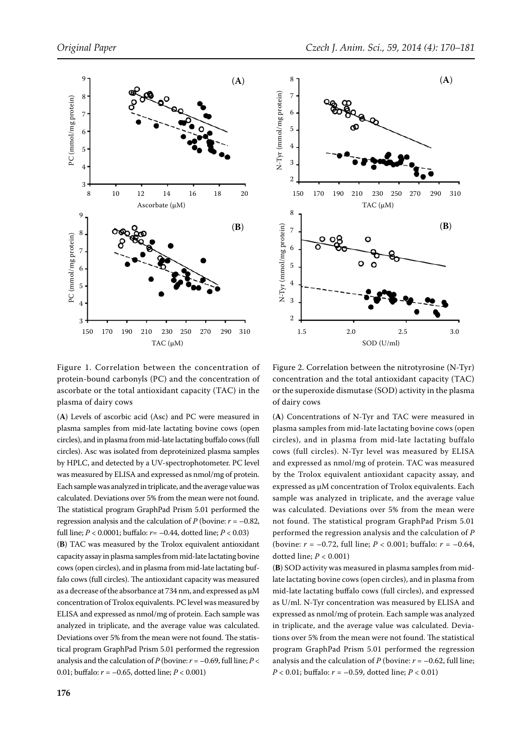Figure 1. Correlation between the concentration of protein-bound carbonyls (PC) and the concentration of ascorbate or the total antioxidant capacity (TAC) in the plasma of dairy cows

(**A**) Levels of ascorbic acid (Asc) and PC were measured in plasma samples from mid-late lactating bovine cows (open circles), and in plasma from mid-late lactating buffalo cows (full circles). Asc was isolated from deproteinized plasma samples by HPLC, and detected by a UV-spectrophotometer. PC level was measured by ELISA and expressed as nmol/mg of protein. Each sample was analyzed in triplicate, and the average value was calculated. Deviations over 5% from the mean were not found. The statistical program GraphPad Prism 5.01 performed the regression analysis and the calculation of $P$ (bovine: $r = -0.82$, full line; $P < 0.0001$; buffalo: $r = -0.44$, dotted line; $P < 0.03$)

(**B**) TAC was measured by the Trolox equivalent antioxidant capacity assay in plasma samples from mid-late lactating bovine cows (open circles), and in plasma from mid-late lactating buffalo cows (full circles). The antioxidant capacity was measured as a decrease of the absorbance at 734 nm, and expressed as μM concentration of Trolox equivalents. PC level was measured by ELISA and expressed as nmol/mg of protein. Each sample was analyzed in triplicate, and the average value was calculated. Deviations over 5% from the mean were not found. The statistical program GraphPad Prism 5.01 performed the regression analysis and the calculation of $P$ (bovine: $r = -0.69$, full line; $P < 0.01$; buffalo: $r = -0.65$, dotted line; $P < 0.001$)

Figure 2. Correlation between the nitrotyrosine (N-Tyr) concentration and the total antioxidant capacity (TAC) or the superoxide dismutase (SOD) activity in the plasma of dairy cows

(**A**) Concentrations of N-Tyr and TAC were measured in plasma samples from mid-late lactating bovine cows (open circles), and in plasma from mid-late lactating buffalo cows (full circles). N-Tyr level was measured by ELISA and expressed as nmol/mg of protein. TAC was measured by the Trolox equivalent antioxidant capacity assay, and expressed as μM concentration of Trolox equivalents. Each sample was analyzed in triplicate, and the average value was calculated. Deviations over 5% from the mean were not found. The statistical program GraphPad Prism 5.01 performed the regression analysis and the calculation of $P$ (bovine: $r = -0.72$, full line; $P < 0.001$; buffalo: $r = -0.64$, dotted line; $P < 0.001$)

(**B**) SOD activity was measured in plasma samples from mid-late lactating bovine cows (open circles), and in plasma from mid-late lactating buffalo cows (full circles), and expressed as U/ml. N-Tyr concentration was measured by ELISA and expressed as nmol/mg of protein. Each sample was analyzed in triplicate, and the average value was calculated. Deviations over 5% from the mean were not found. The statistical program GraphPad Prism 5.01 performed the regression analysis and the calculation of $P$ (bovine: $r = -0.62$, full line; $P < 0.01$; buffalo: $r = -0.59$, dotted line; $P < 0.01$)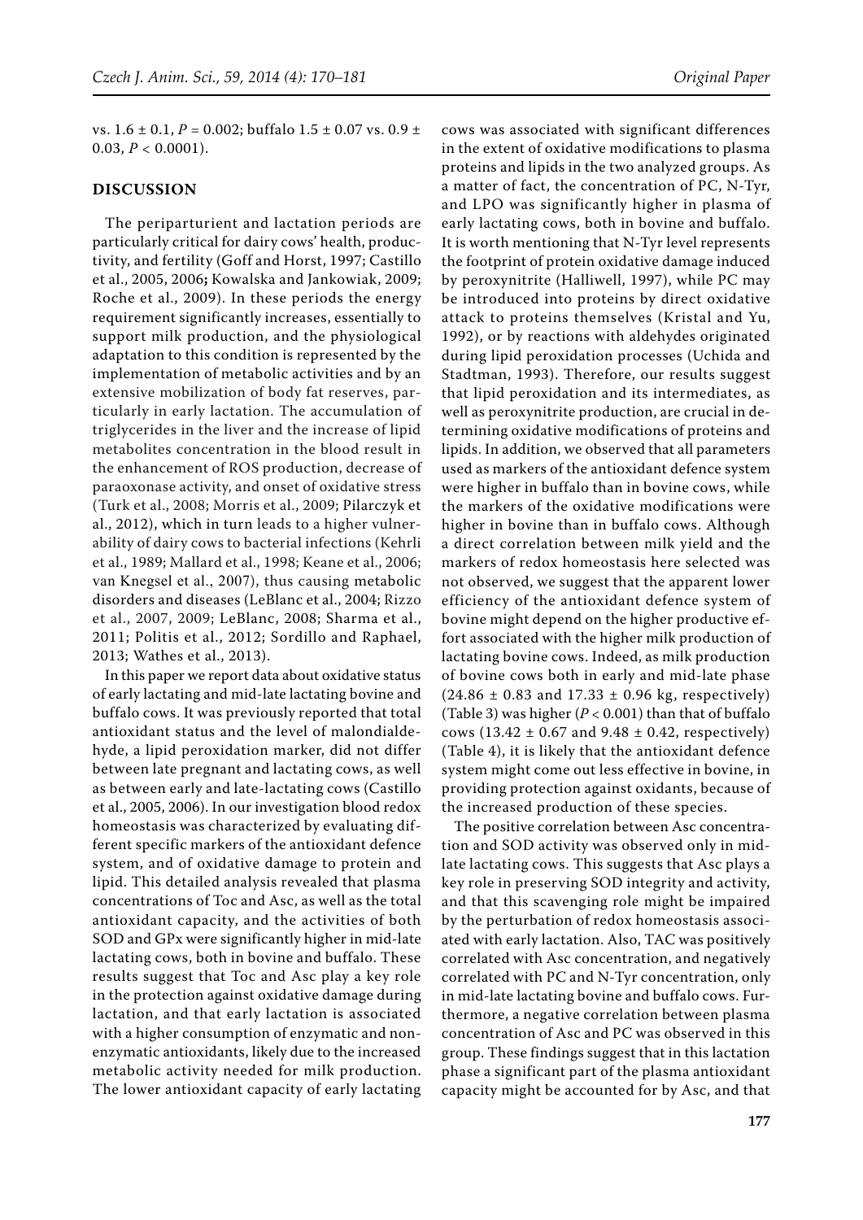vs. 1.6 ± 0.1, $P = 0.002$; buffalo 1.5 ± 0.07 vs. 0.9 ± 0.03, $P < 0.0001$).

## DISCUSSION

The peripartutient and lactation periods are particularly critical for dairy cows' health, productivity, and fertility (Goff and Horst, 1997; Castillo et al., 2005, 2006**;** Kowalska and Jankowiak, 2009; Roche et al., 2009). In these periods the energy requirement significantly increases, essentially to support milk production, and the physiological adaptation to this condition is represented by the implementation of metabolic activities and by an extensive mobilization of body fat reserves, particularly in early lactation. The accumulation of triglycerides in the liver and the increase of lipid metabolites concentration in the blood result in the enhancement of ROS production, decrease of paraoxonase activity, and onset of oxidative stress (Turk et al., 2008; Morris et al., 2009; Pilarczyk et al., 2012), which in turn leads to a higher vulnerability of dairy cows to bacterial infections (Kehrli et al., 1989; Mallard et al., 1998; Keane et al., 2006; van Knegsel et al., 2007), thus causing metabolic disorders and diseases (LeBlanc et al., 2004; Rizzo et al., 2007, 2009; LeBlanc, 2008; Sharma et al., 2011; Politis et al., 2012; Sordillo and Raphael, 2013; Wathes et al., 2013).

In this paper we report data about oxidative status of early lactating and mid-late lactating bovine and buffalo cows. It was previously reported that total antioxidant status and the level of malondialdehyde, a lipid peroxidation marker, did not differ between late pregnant and lactating cows, as well as between early and late-lactating cows (Castillo et al., 2005, 2006). In our investigation blood redox homeostasis was characterized by evaluating different specific markers of the antioxidant defence system, and of oxidative damage to protein and lipid. This detailed analysis revealed that plasma concentrations of Toc and Asc, as well as the total antioxidant capacity, and the activities of both SOD and GPx were significantly higher in mid-late lactating cows, both in bovine and buffalo. These results suggest that Toc and Asc play a key role in the protection against oxidative damage during lactation, and that early lactation is associated with a higher consumption of enzymatic and non-enzymatic antioxidants, likely due to the increased metabolic activity needed for milk production. The lower antioxidant capacity of early lactating cows was associated with significant differences in the extent of oxidative modifications to plasma proteins and lipids in the two analyzed groups. As a matter of fact, the concentration of PC, N-Tyr, and LPO was significantly higher in plasma of early lactating cows, both in bovine and buffalo. It is worth mentioning that N-Tyr level represents the footprint of protein oxidative damage induced by peroxynitrite (Halliwell, 1997), while PC may be introduced into proteins by direct oxidative attack to proteins themselves (Kristal and Yu, 1992), or by reactions with aldehydes originated during lipid peroxidation processes (Uchida and Stadtman, 1993). Therefore, our results suggest that lipid peroxidation and its intermediates, as well as peroxynitrite production, are crucial in determining oxidative modifications of proteins and lipids. In addition, we observed that all parameters used as markers of the antioxidant defence system were higher in buffalo than in bovine cows, while the markers of the oxidative modifications were higher in bovine than in buffalo cows. Although a direct correlation between milk yield and the markers of redox homeostasis here selected was not observed, we suggest that the apparent lower efficiency of the antioxidant defence system of bovine might depend on the higher productive effort associated with the higher milk production of lactating bovine cows. Indeed, as milk production of bovine cows both in early and mid-late phase (24.86 ± 0.83 and 17.33 ± 0.96 kg, respectively) (Table 3) was higher ($P < 0.001$) than that of buffalo cows (13.42 ± 0.67 and 9.48 ± 0.42, respectively) (Table 4), it is likely that the antioxidant defence system might come out less effective in bovine, in providing protection against oxidants, because of the increased production of these species.

The positive correlation between Asc concentration and SOD activity was observed only in mid-late lactating cows. This suggests that Asc plays a key role in preserving SOD integrity and activity, and that this scavenging role might be impaired by the perturbation of redox homeostasis associated with early lactation. Also, TAC was positively correlated with Asc concentration, and negatively correlated with PC and N-Tyr concentration, only in mid-late lactating bovine and buffalo cows. Furthermore, a negative correlation between plasma concentration of Asc and PC was observed in this group. These findings suggest that in this lactation phase a significant part of the plasma antioxidant capacity might be accounted for by Asc, and that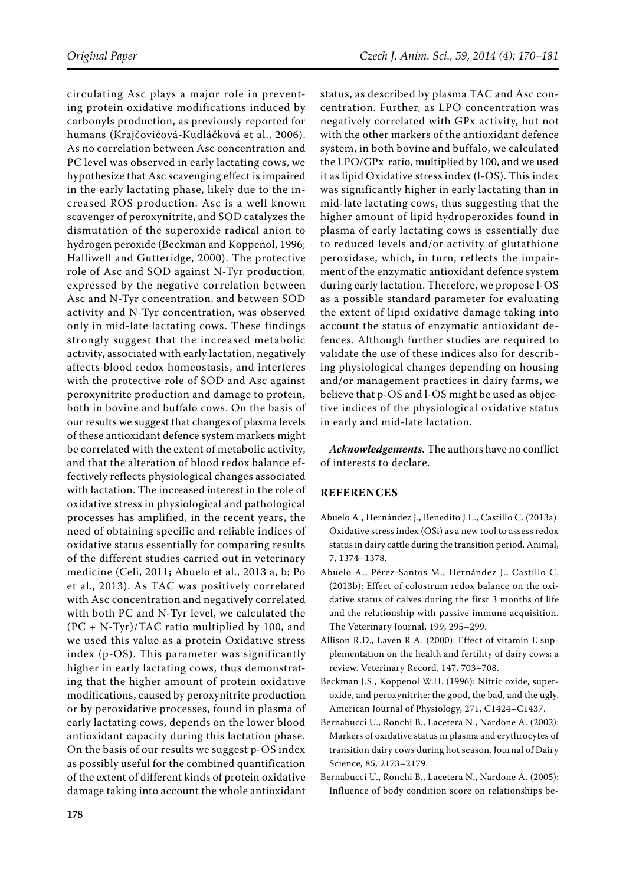circulating Asc plays a major role in preventing protein oxidative modifications induced by carbonyls production, as previously reported for humans (Krajčovičová-Kudláčková et al., 2006). As no correlation between Asc concentration and PC level was observed in early lactating cows, we hypothesize that Asc scavenging effect is impaired in the early lactating phase, likely due to the increased ROS production. Asc is a well known scavenger of peroxynitrite, and SOD catalyzes the dismutation of the superoxide radical anion to hydrogen peroxide (Beckman and Koppenol, 1996; Halliwell and Gutteridge, 2000). The protective role of Asc and SOD against N-Tyr production, expressed by the negative correlation between Asc and N-Tyr concentration, and between SOD activity and N-Tyr concentration, was observed only in mid-late lactating cows. These findings strongly suggest that the increased metabolic activity, associated with early lactation, negatively affects blood redox homeostasis, and interferes with the protective role of SOD and Asc against peroxynitrite production and damage to protein, both in bovine and buffalo cows. On the basis of our results we suggest that changes of plasma levels of these antioxidant defence system markers might be correlated with the extent of metabolic activity, and that the alteration of blood redox balance effectively reflects physiological changes associated with lactation. The increased interest in the role of oxidative stress in physiological and pathological processes has amplified, in the recent years, the need of obtaining specific and reliable indices of oxidative status essentially for comparing results of the different studies carried out in veterinary medicine (Celi, 2011; Abuelo et al., 2013 a, b; Po et al., 2013). As TAC was positively correlated with Asc concentration and negatively correlated with both PC and N-Tyr level, we calculated the (PC + N-Tyr)/TAC ratio multiplied by 100, and we used this value as a protein Oxidative stress index (p-OS). This parameter was significantly higher in early lactating cows, thus demonstrating that the higher amount of protein oxidative modifications, caused by peroxynitrite production or by peroxidative processes, found in plasma of early lactating cows, depends on the lower blood antioxidant capacity during this lactation phase. On the basis of our results we suggest p-OS index as possibly useful for the combined quantification of the extent of different kinds of protein oxidative damage taking into account the whole antioxidant status, as described by plasma TAC and Asc concentration. Further, as LPO concentration was negatively correlated with GPx activity, but not with the other markers of the antioxidant defence system, in both bovine and buffalo, we calculated the LPO/GPx ratio, multiplied by 100, and we used it as lipid Oxidative stress index (l-OS). This index was significantly higher in early lactating than in mid-late lactating cows, thus suggesting that the higher amount of lipid hydroperoxides found in plasma of early lactating cows is essentially due to reduced levels and/or activity of glutathione peroxidase, which, in turn, reflects the impairment of the enzymatic antioxidant defence system during early lactation. Therefore, we propose l-OS as a possible standard parameter for evaluating the extent of lipid oxidative damage taking into account the status of enzymatic antioxidant defences. Although further studies are required to validate the use of these indices also for describing physiological changes depending on housing and/or management practices in dairy farms, we believe that p-OS and l-OS might be used as objective indices of the physiological oxidative status in early and mid-late lactation.

***Acknowledgements.*** The authors have no conflict of interests to declare.

## REFERENCES

Abuelo A., Hernández J., Benedito J.L., Castillo C. (2013a): Oxidative stress index (OSi) as a new tool to assess redox status in dairy cattle during the transition period. Animal, 7, 1374–1378.

Abuelo A., Pérez-Santos M., Hernández J., Castillo C. (2013b): Effect of colostrum redox balance on the oxidative status of calves during the first 3 months of life and the relationship with passive immune acquisition. The Veterinary Journal, 199, 295–299.

Allison R.D., Laven R.A. (2000): Effect of vitamin E supplementation on the health and fertility of dairy cows: a review. Veterinary Record, 147, 703–708.

Beckman J.S., Koppenol W.H. (1996): Nitric oxide, superoxide, and peroxynitrite: the good, the bad, and the ugly. American Journal of Physiology, 271, C1424–C1437.

Bernabucci U., Ronchi B., Lacetera N., Nardone A. (2002): Markers of oxidative status in plasma and erythrocytes of transition dairy cows during hot season. Journal of Dairy Science, 85, 2173–2179.

Bernabucci U., Ronchi B., Lacetera N., Nardone A. (2005): Influence of body condition score on relationships be-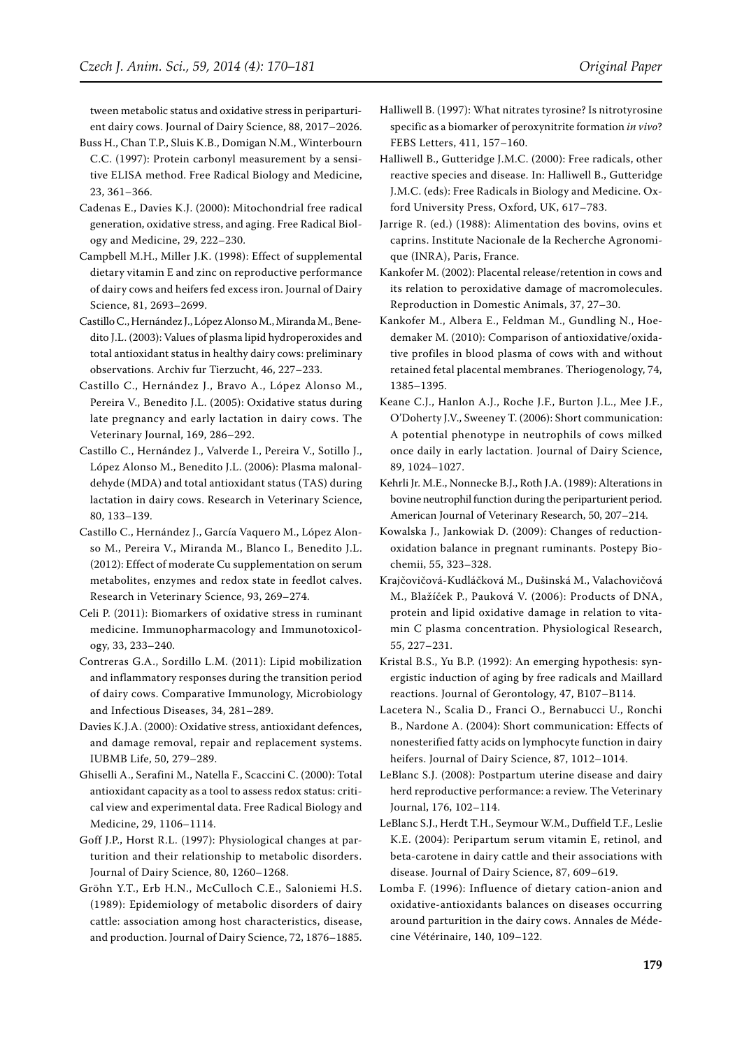tween metabolic status and oxidative stress in periparturient dairy cows. Journal of Dairy Science, 88, 2017–2026.

Buss H., Chan T.P., Sluis K.B., Domigan N.M., Winterbourn C.C. (1997): Protein carbonyl measurement by a sensitive ELISA method. Free Radical Biology and Medicine, 23, 361–366.

Cadenas E., Davies K.J. (2000): Mitochondrial free radical generation, oxidative stress, and aging. Free Radical Biology and Medicine, 29, 222–230.

Campbell M.H., Miller J.K. (1998): Effect of supplemental dietary vitamin E and zinc on reproductive performance of dairy cows and heifers fed excess iron. Journal of Dairy Science, 81, 2693–2699.

Castillo C., Hernández J., López Alonso M., Miranda M., Benedito J.L. (2003): Values of plasma lipid hydroperoxides and total antioxidant status in healthy dairy cows: preliminary observations. Archiv fur Tierzucht, 46, 227–233.

Castillo C., Hernández J., Bravo A., López Alonso M., Pereira V., Benedito J.L. (2005): Oxidative status during late pregnancy and early lactation in dairy cows. The Veterinary Journal, 169, 286–292.

Castillo C., Hernández J., Valverde I., Pereira V., Sotillo J., López Alonso M., Benedito J.L. (2006): Plasma malonaldehyde (MDA) and total antioxidant status (TAS) during lactation in dairy cows. Research in Veterinary Science, 80, 133–139.

Castillo C., Hernández J., García Vaquero M., López Alonso M., Pereira V., Miranda M., Blanco I., Benedito J.L. (2012): Effect of moderate Cu supplementation on serum metabolites, enzymes and redox state in feedlot calves. Research in Veterinary Science, 93, 269–274.

Celi P. (2011): Biomarkers of oxidative stress in ruminant medicine. Immunopharmacology and Immunotoxicology, 33, 233–240.

Contreras G.A., Sordillo L.M. (2011): Lipid mobilization and inflammatory responses during the transition period of dairy cows. Comparative Immunology, Microbiology and Infectious Diseases, 34, 281–289.

Davies K.J.A. (2000): Oxidative stress, antioxidant defences, and damage removal, repair and replacement systems. IUBMB Life, 50, 279–289.

Ghiselli A., Serafini M., Natella F., Scaccini C. (2000): Total antioxidant capacity as a tool to assess redox status: critical view and experimental data. Free Radical Biology and Medicine, 29, 1106–1114.

Goff J.P., Horst R.L. (1997): Physiological changes at parturition and their relationship to metabolic disorders. Journal of Dairy Science, 80, 1260–1268.

Gröhn Y.T., Erb H.N., McCulloch C.E., Saloniemi H.S. (1989): Epidemiology of metabolic disorders of dairy cattle: association among host characteristics, disease, and production. Journal of Dairy Science, 72, 1876–1885.

Halliwell B. (1997): What nitrates tyrosine? Is nitrotyrosine specific as a biomarker of peroxynitrite formation *in vivo*? FEBS Letters, 411, 157–160.

Halliwell B., Gutteridge J.M.C. (2000): Free radicals, other reactive species and disease. In: Halliwell B., Gutteridge J.M.C. (eds): Free Radicals in Biology and Medicine. Oxford University Press, Oxford, UK, 617–783.

Jarrige R. (ed.) (1988): Alimentation des bovins, ovins et caprins. Institute Nacionale de la Recherche Agronomique (INRA), Paris, France.

Kankofer M. (2002): Placental release/retention in cows and its relation to peroxidative damage of macromolecules. Reproduction in Domestic Animals, 37, 27–30.

Kankofer M., Albera E., Feldman M., Gundling N., Hoedemaker M. (2010): Comparison of antioxidative/oxidative profiles in blood plasma of cows with and without retained fetal placental membranes. Theriogenology, 74, 1385–1395.

Keane C.J., Hanlon A.J., Roche J.F., Burton J.L., Mee J.F., O'Doherty J.V., Sweeney T. (2006): Short communication: A potential phenotype in neutrophils of cows milked once daily in early lactation. Journal of Dairy Science, 89, 1024–1027.

Kehrli Jr. M.E., Nonnecke B.J., Roth J.A. (1989): Alterations in bovine neutrophil function during the periparturient period. American Journal of Veterinary Research, 50, 207–214.

Kowalska J., Jankowiak D. (2009): Changes of reduction-oxidation balance in pregnant ruminants. Postepy Biochemii, 55, 323–328.

Krajčovičová-Kudláčková M., Dušinská M., Valachovičová M., Blažíček P., Pauková V. (2006): Products of DNA, protein and lipid oxidative damage in relation to vitamin C plasma concentration. Physiological Research, 55, 227–231.

Kristal B.S., Yu B.P. (1992): An emerging hypothesis: synergistic induction of aging by free radicals and Maillard reactions. Journal of Gerontology, 47, B107–B114.

Lacetera N., Scalia D., Franci O., Bernabucci U., Ronchi B., Nardone A. (2004): Short communication: Effects of nonesterified fatty acids on lymphocyte function in dairy heifers. Journal of Dairy Science, 87, 1012–1014.

LeBlanc S.J. (2008): Postpartum uterine disease and dairy herd reproductive performance: a review. The Veterinary Journal, 176, 102–114.

LeBlanc S.J., Herdt T.H., Seymour W.M., Duffield T.F., Leslie K.E. (2004): Peripartum serum vitamin E, retinol, and beta-carotene in dairy cattle and their associations with disease. Journal of Dairy Science, 87, 609–619.

Lomba F. (1996): Influence of dietary cation-anion and oxidative-antioxidants balances on diseases occurring around parturition in the dairy cows. Annales de Médecine Vétérinaire, 140, 109–122.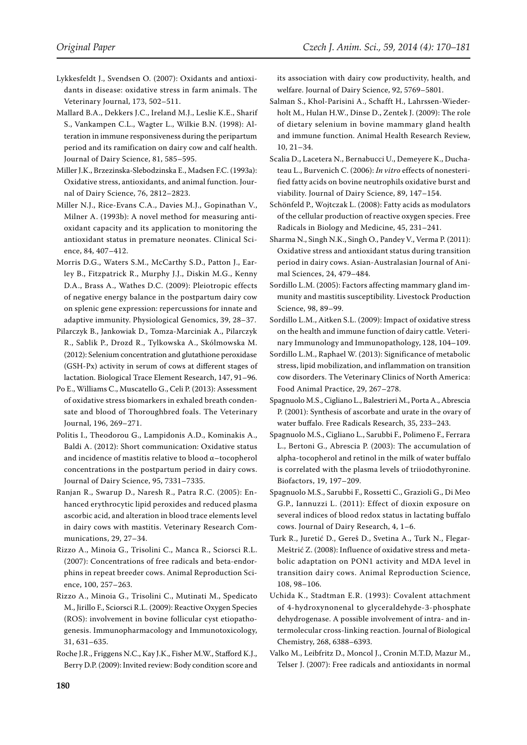Lykkesfeldt J., Svendsen O. (2007): Oxidants and antioxidants in disease: oxidative stress in farm animals. The Veterinary Journal, 173, 502–511.

Mallard B.A., Dekkers J.C., Ireland M.J., Leslie K.E., Sharif S., Vankampen C.L., Wagter L., Wilkie B.N. (1998): Alteration in immune responsiveness during the peripartum period and its ramification on dairy cow and calf health. Journal of Dairy Science, 81, 585–595.

Miller J.K., Brzezinska-Slebodzinska E., Madsen F.C. (1993a): Oxidative stress, antioxidants, and animal function. Journal of Dairy Science, 76, 2812–2823.

Miller N.J., Rice-Evans C.A., Davies M.J., Gopinathan V., Milner A. (1993b): A novel method for measuring antioxidant capacity and its application to monitoring the antioxidant status in premature neonates. Clinical Science, 84, 407–412.

Morris D.G., Waters S.M., McCarthy S.D., Patton J., Earley B., Fitzpatrick R., Murphy J.J., Diskin M.G., Kenny D.A., Brass A., Wathes D.C. (2009): Pleiotropic effects of negative energy balance in the postpartum dairy cow on splenic gene expression: repercussions for innate and adaptive immunity. Physiological Genomics, 39, 28–37.

Pilarczyk B., Jankowiak D., Tomza-Marciniak A., Pilarczyk R., Sablik P., Drozd R., Tylkowska A., Skólmowska M. (2012): Selenium concentration and glutathione peroxidase (GSH-Px) activity in serum of cows at different stages of lactation. Biological Trace Element Research, 147, 91–96.

Po E., Williams C., Muscatello G., Celi P. (2013): Assessment of oxidative stress biomarkers in exhaled breath condensate and blood of Thoroughbred foals. The Veterinary Journal, 196, 269–271.

Politis I., Theodorou G., Lampidonis A.D., Kominakis A., Baldi A. (2012): Short communication: Oxidative status and incidence of mastitis relative to blood α–tocopherol concentrations in the postpartum period in dairy cows. Journal of Dairy Science, 95, 7331–7335.

Ranjan R., Swarup D., Naresh R., Patra R.C. (2005): Enhanced erythrocytic lipid peroxides and reduced plasma ascorbic acid, and alteration in blood trace elements level in dairy cows with mastitis. Veterinary Research Communications, 29, 27–34.

Rizzo A., Minoia G., Trisolini C., Manca R., Sciorsci R.L. (2007): Concentrations of free radicals and beta-endorphins in repeat breeder cows. Animal Reproduction Science, 100, 257–263.

Rizzo A., Minoia G., Trisolini C., Mutinati M., Spedicato M., Jirillo F., Sciorsci R.L. (2009): Reactive Oxygen Species (ROS): involvement in bovine follicular cyst etiopathogenesis. Immunopharmacology and Immunotoxicology, 31, 631–635.

Roche J.R., Friggens N.C., Kay J.K., Fisher M.W., Stafford K.J., Berry D.P. (2009): Invited review: Body condition score and its association with dairy cow productivity, health, and welfare. Journal of Dairy Science, 92, 5769–5801.

Salman S., Khol-Parisini A., Schafft H., Lahrssen-Wiederholt M., Hulan H.W., Dinse D., Zentek J. (2009): The role of dietary selenium in bovine mammary gland health and immune function. Animal Health Research Review, 10, 21–34.

Scalia D., Lacetera N., Bernabucci U., Demeyere K., Duchateau L., Burvenich C. (2006): *In vitro* effects of nonesterified fatty acids on bovine neutrophils oxidative burst and viability. Journal of Dairy Science, 89, 147–154.

Schönfeld P., Wojtczak L. (2008): Fatty acids as modulators of the cellular production of reactive oxygen species. Free Radicals in Biology and Medicine, 45, 231–241.

Sharma N., Singh N.K., Singh O., Pandey V., Verma P. (2011): Oxidative stress and antioxidant status during transition period in dairy cows. Asian-Australasian Journal of Animal Sciences, 24, 479–484.

Sordillo L.M. (2005): Factors affecting mammary gland immunity and mastitis susceptibility. Livestock Production Science, 98, 89–99.

Sordillo L.M., Aitken S.L. (2009): Impact of oxidative stress on the health and immune function of dairy cattle. Veterinary Immunology and Immunopathology, 128, 104–109.

Sordillo L.M., Raphael W. (2013): Significance of metabolic stress, lipid mobilization, and inflammation on transition cow disorders. The Veterinary Clinics of North America: Food Animal Practice, 29, 267–278.

Spagnuolo M.S., Cigliano L., Balestrieri M., Porta A., Abrescia P. (2001): Synthesis of ascorbate and urate in the ovary of water buffalo. Free Radicals Research, 35, 233–243.

Spagnuolo M.S., Cigliano L., Sarubbi F., Polimeno F., Ferrara L., Bertoni G., Abrescia P. (2003): The accumulation of alpha-tocopherol and retinol in the milk of water buffalo is correlated with the plasma levels of triiodothyronine. Biofactors, 19, 197–209.

Spagnuolo M.S., Sarubbi F., Rossetti C., Grazioli G., Di Meo G.P., Iannuzzi L. (2011): Effect of dioxin exposure on several indices of blood redox status in lactating buffalo cows. Journal of Dairy Research, 4, 1–6.

Turk R., Juretić D., Gereš D., Svetina A., Turk N., Flegar-Meštrić Z. (2008): Influence of oxidative stress and metabolic adaptation on PON1 activity and MDA level in transition dairy cows. Animal Reproduction Science, 108, 98–106.

Uchida K., Stadtman E.R. (1993): Covalent attachment of 4-hydroxynonenal to glyceraldehyde-3-phosphate dehydrogenase. A possible involvement of intra- and intermolecular cross-linking reaction. Journal of Biological Chemistry, 268, 6388–6393.

Valko M., Leibfritz D., Moncol J., Cronin M.T.D, Mazur M., Telser J. (2007): Free radicals and antioxidants in normal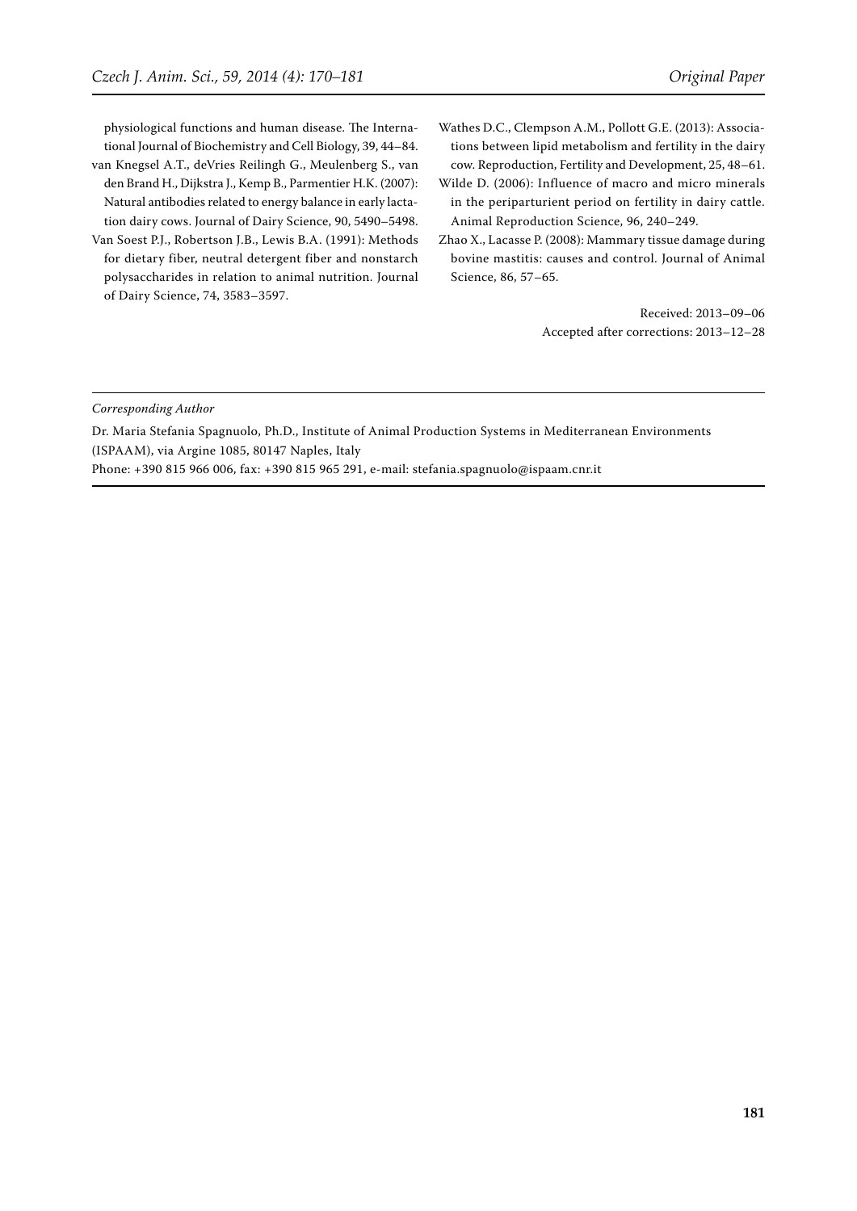physiological functions and human disease. The International Journal of Biochemistry and Cell Biology, 39, 44–84.

van Knegsel A.T., deVries Reilingh G., Meulenberg S., van den Brand H., Dijkstra J., Kemp B., Parmentier H.K. (2007): Natural antibodies related to energy balance in early lactation dairy cows. Journal of Dairy Science, 90, 5490–5498.

Van Soest P.J., Robertson J.B., Lewis B.A. (1991): Methods for dietary fiber, neutral detergent fiber and nonstarch polysaccharides in relation to animal nutrition. Journal of Dairy Science, 74, 3583–3597.

Wathes D.C., Clempson A.M., Pollott G.E. (2013): Associations between lipid metabolism and fertility in the dairy cow. Reproduction, Fertility and Development, 25, 48–61.

Wilde D. (2006): Influence of macro and micro minerals in the periparturient period on fertility in dairy cattle. Animal Reproduction Science, 96, 240–249.

Zhao X., Lacasse P. (2008): Mammary tissue damage during bovine mastitis: causes and control. Journal of Animal Science, 86, 57–65.

Received: 2013–09–06
Accepted after corrections: 2013–12–28

*Corresponding Author*

Dr. Maria Stefania Spagnuolo, Ph.D., Institute of Animal Production Systems in Mediterranean Environments (ISPAAM), via Argine 1085, 80147 Naples, Italy
Phone: +390 815 966 006, fax: +390 815 965 291, e-mail: stefania.spagnuolo@ispaam.cnr.it